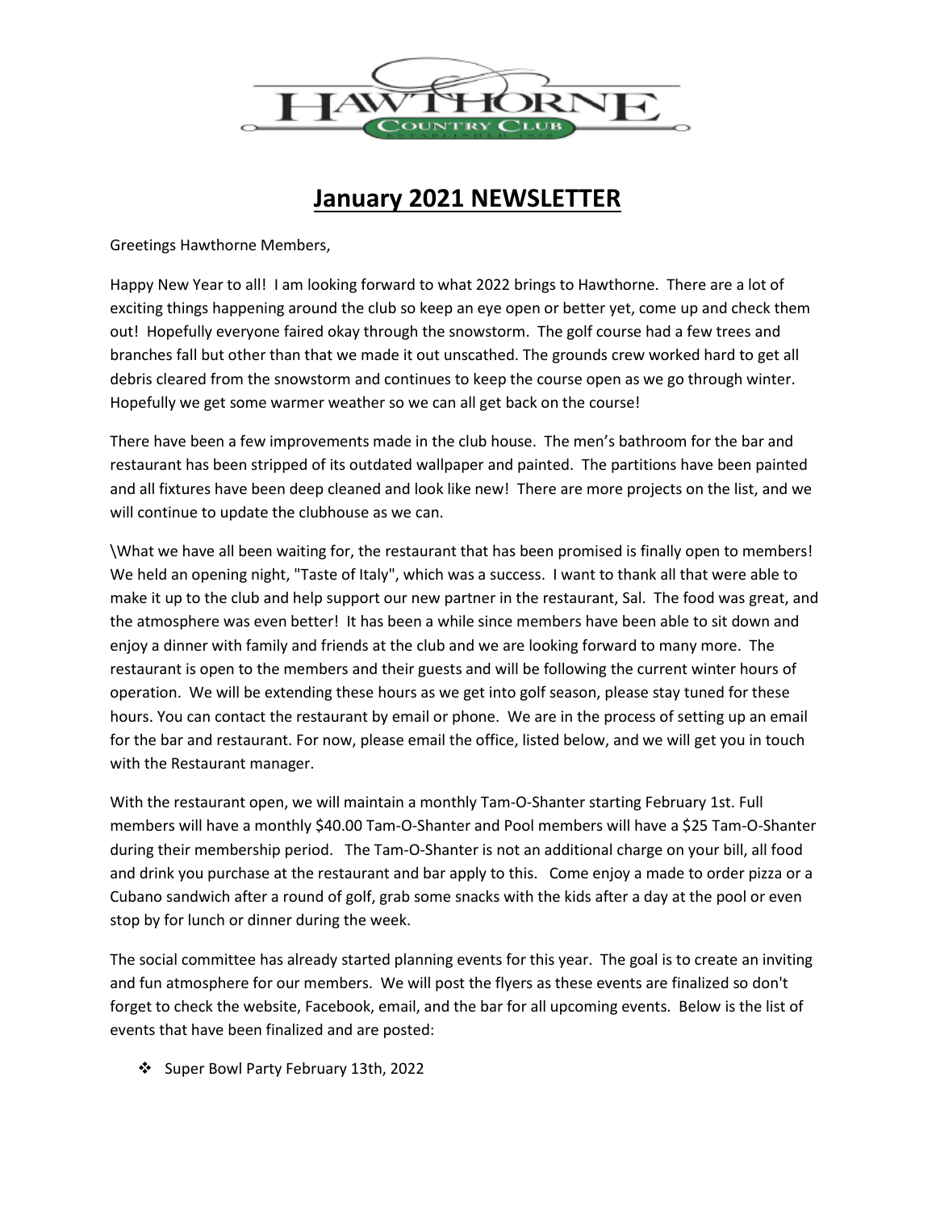# January 2021 NEWSLETTER

Greetings Hawthorne Members,

Happy New Year to all! I am looking forward to what 2022 brings to Hawthorne. There are a lot of exciting things happening around the club so keep an eye open or better yet, come up and check them out! Hopefully everyone faired okay through the snowstorm. The golf course had a few trees and branches fall but other than that we made it out unscathed. The grounds crew worked hard to get all debris cleared from the snowstorm and continues to keep the course open as we go through winter. Hopefully we get some warmer weather so we can all get back on the course!

There have been a few improvements made in the club house. The men's bathroom for the bar and restaurant has been stripped of its outdated wallpaper and painted. The partitions have been painted and all fixtures have been deep cleaned and look like new! There are more projects on the list, and we will continue to update the clubhouse as we can.

\What we have all been waiting for, the restaurant that has been promised is finally open to members! We held an opening night, "Taste of Italy", which was a success. I want to thank all that were able to make it up to the club and help support our new partner in the restaurant, Sal. The food was great, and the atmosphere was even better! It has been a while since members have been able to sit down and enjoy a dinner with family and friends at the club and we are looking forward to many more. The restaurant is open to the members and their guests and will be following the current winter hours of operation. We will be extending these hours as we get into golf season, please stay tuned for these hours. You can contact the restaurant by email or phone. We are in the process of setting up an email for the bar and restaurant. For now, please email the office, listed below, and we will get you in touch with the Restaurant manager.

With the restaurant open, we will maintain a monthly Tam-O-Shanter starting February 1st. Full members will have a monthly $40.00 Tam-O-Shanter and Pool members will have a $25 Tam-O-Shanter during their membership period. The Tam-O-Shanter is not an additional charge on your bill, all food and drink you purchase at the restaurant and bar apply to this. Come enjoy a made to order pizza or a Cubano sandwich after a round of golf, grab some snacks with the kids after a day at the pool or even stop by for lunch or dinner during the week.

The social committee has already started planning events for this year. The goal is to create an inviting and fun atmosphere for our members. We will post the flyers as these events are finalized so don't forget to check the website, Facebook, email, and the bar for all upcoming events. Below is the list of events that have been finalized and are posted:

- Super Bowl Party February 13th, 2022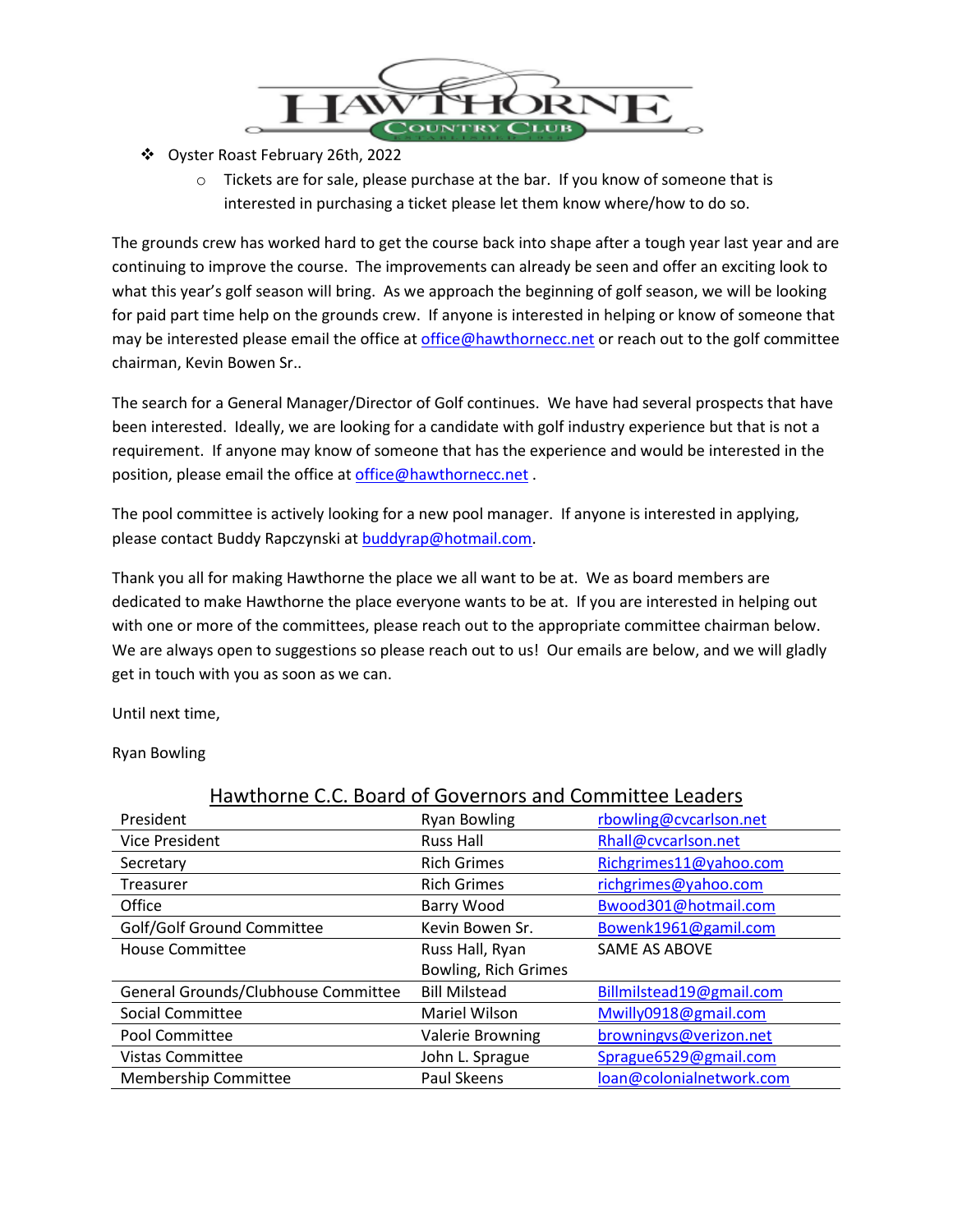HAWTHORNE COUNTRY CLUB

- Oyster Roast February 26th, 2022
  - Tickets are for sale, please purchase at the bar. If you know of someone that is interested in purchasing a ticket please let them know where/how to do so.

The grounds crew has worked hard to get the course back into shape after a tough year last year and are continuing to improve the course. The improvements can already be seen and offer an exciting look to what this year's golf season will bring. As we approach the beginning of golf season, we will be looking for paid part time help on the grounds crew. If anyone is interested in helping or know of someone that may be interested please email the office at office@hawthornecc.net or reach out to the golf committee chairman, Kevin Bowen Sr..

The search for a General Manager/Director of Golf continues. We have had several prospects that have been interested. Ideally, we are looking for a candidate with golf industry experience but that is not a requirement. If anyone may know of someone that has the experience and would be interested in the position, please email the office at office@hawthornecc.net .

The pool committee is actively looking for a new pool manager. If anyone is interested in applying, please contact Buddy Rapczynski at buddyrap@hotmail.com.

Thank you all for making Hawthorne the place we all want to be at. We as board members are dedicated to make Hawthorne the place everyone wants to be at. If you are interested in helping out with one or more of the committees, please reach out to the appropriate committee chairman below. We are always open to suggestions so please reach out to us! Our emails are below, and we will gladly get in touch with you as soon as we can.

Until next time,

Ryan Bowling

## Hawthorne C.C. Board of Governors and Committee Leaders

| | | |
|---|---|---|
| President | Ryan Bowling | rbowling@cvcarlson.net |
| Vice President | Russ Hall | Rhall@cvcarlson.net |
| Secretary | Rich Grimes | Richgrimes11@yahoo.com |
| Treasurer | Rich Grimes | richgrimes@yahoo.com |
| Office | Barry Wood | Bwood301@hotmail.com |
| Golf/Golf Ground Committee | Kevin Bowen Sr. | Bowenk1961@gamil.com |
| House Committee | Russ Hall, Ryan Bowling, Rich Grimes | SAME AS ABOVE |
| General Grounds/Clubhouse Committee | Bill Milstead | Billmilstead19@gmail.com |
| Social Committee | Mariel Wilson | Mwilly0918@gmail.com |
| Pool Committee | Valerie Browning | browningvs@verizon.net |
| Vistas Committee | John L. Sprague | Sprague6529@gmail.com |
| Membership Committee | Paul Skeens | loan@colonialnetwork.com |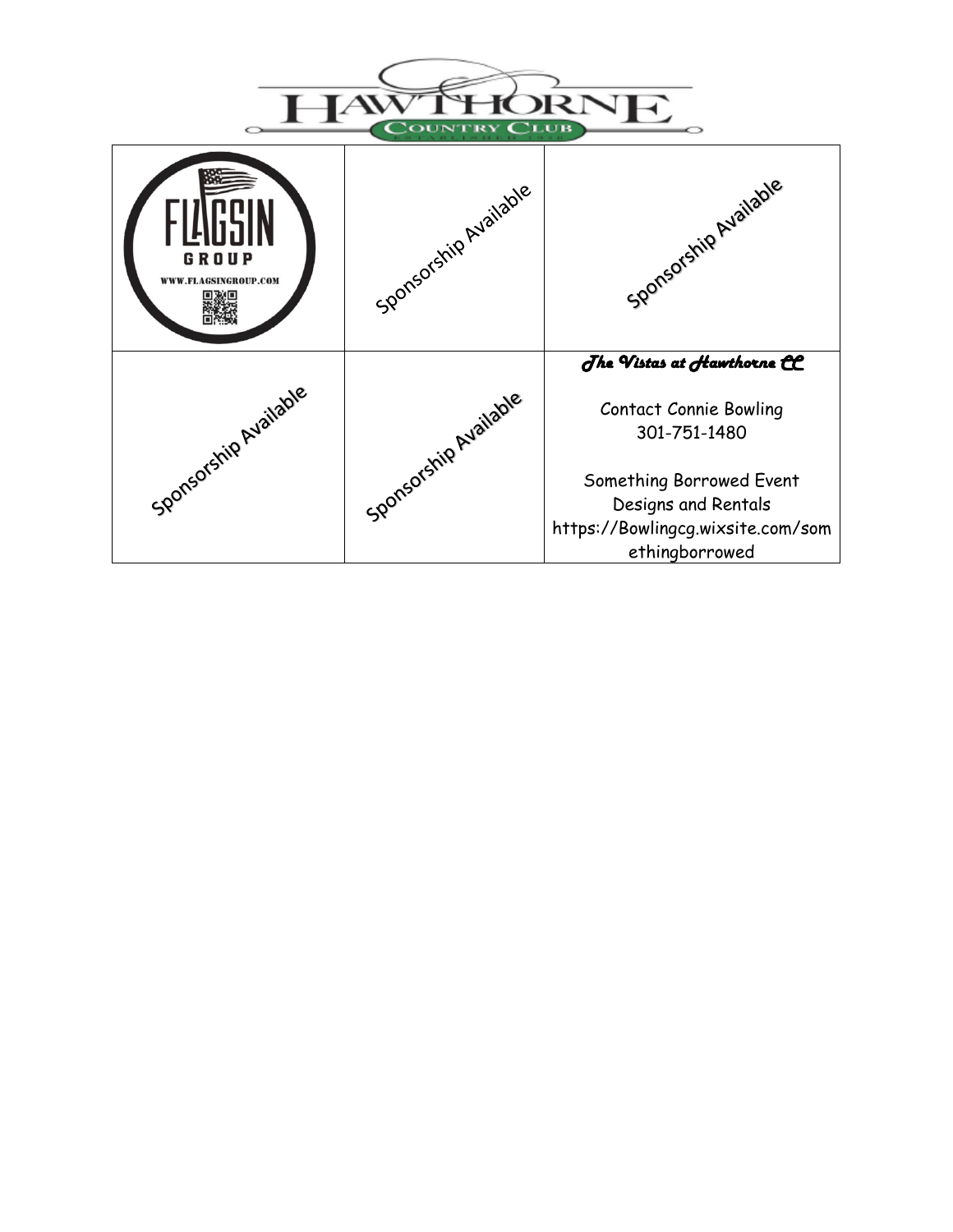# HAWTHORNE COUNTRY CLUB

| | | |
|---|---|---|
| FLAGSIN GROUP WWW.FLAGSINGROUP.COM | Sponsorship Available | Sponsorship Available |
| Sponsorship Available | Sponsorship Available | ***The Vistas at Hawthorne CC*** <br><br> Contact Connie Bowling <br> 301-751-1480 <br><br> Something Borrowed Event Designs and Rentals <br> https://Bowlingcg.wixsite.com/somethingborrowed |